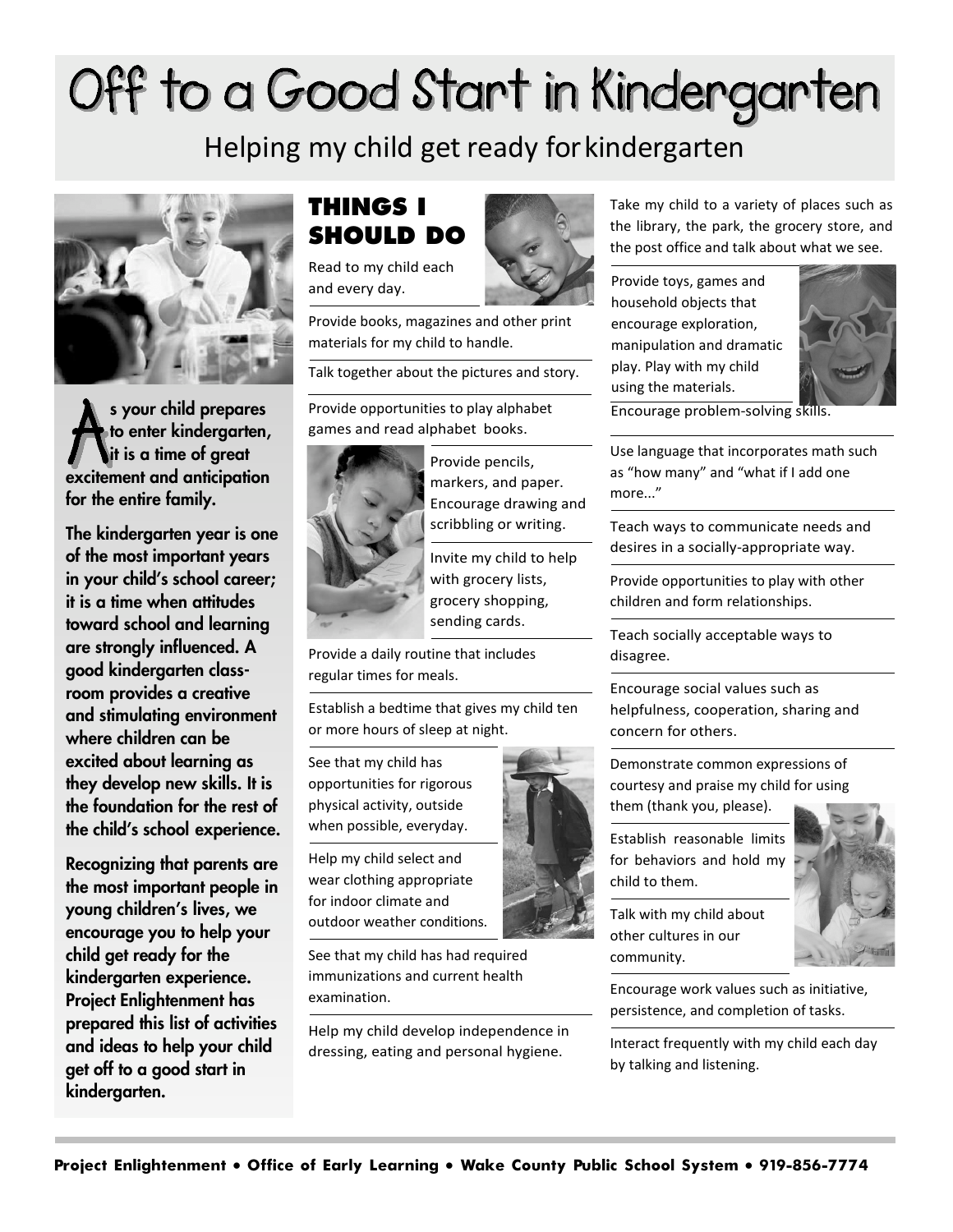# Off to a Good Start in Kindergarten

## Helping my child get ready for kindergarten

**As your child prepares to enter kindergarten, it is a time of great excitement and anticipation for the entire family.**

**The kindergarten year is one of the most important years in your child's school career; it is a time when attitudes toward school and learning are strongly influenced. A good kindergarten classroom provides a creative and stimulating environment where children can be excited about learning as they develop new skills. It is the foundation for the rest of the child's school experience.**

**Recognizing that parents are the most important people in young children's lives, we encourage you to help your child get ready for the kindergarten experience. Project Enlightenment has prepared this list of activities and ideas to help your child get off to a good start in kindergarten.**

### THINGS I SHOULD DO

Read to my child each and every day.

Provide books, magazines and other print materials for my child to handle.

Talk together about the pictures and story.

Provide opportunities to play alphabet games and read alphabet books.

Provide pencils, markers, and paper. Encourage drawing and scribbling or writing.

Invite my child to help with grocery lists, grocery shopping, sending cards.

Provide a daily routine that includes regular times for meals.

Establish a bedtime that gives my child ten or more hours of sleep at night.

See that my child has opportunities for rigorous physical activity, outside when possible, everyday.

Help my child select and wear clothing appropriate for indoor climate and outdoor weather conditions.

See that my child has had required immunizations and current health examination.

Help my child develop independence in dressing, eating and personal hygiene.

Take my child to a variety of places such as the library, the park, the grocery store, and the post office and talk about what we see.

Provide toys, games and household objects that encourage exploration, manipulation and dramatic play. Play with my child using the materials.

Encourage problem-solving skills.

Use language that incorporates math such as "how many" and "what if I add one more..."

Teach ways to communicate needs and desires in a socially-appropriate way.

Provide opportunities to play with other children and form relationships.

Teach socially acceptable ways to disagree.

Encourage social values such as helpfulness, cooperation, sharing and concern for others.

Demonstrate common expressions of courtesy and praise my child for using them (thank you, please).

Establish reasonable limits for behaviors and hold my child to them.

Talk with my child about other cultures in our community.

Encourage work values such as initiative, persistence, and completion of tasks.

Interact frequently with my child each day by talking and listening.

**Project Enlightenment • Office of Early Learning • Wake County Public School System • 919-856-7774**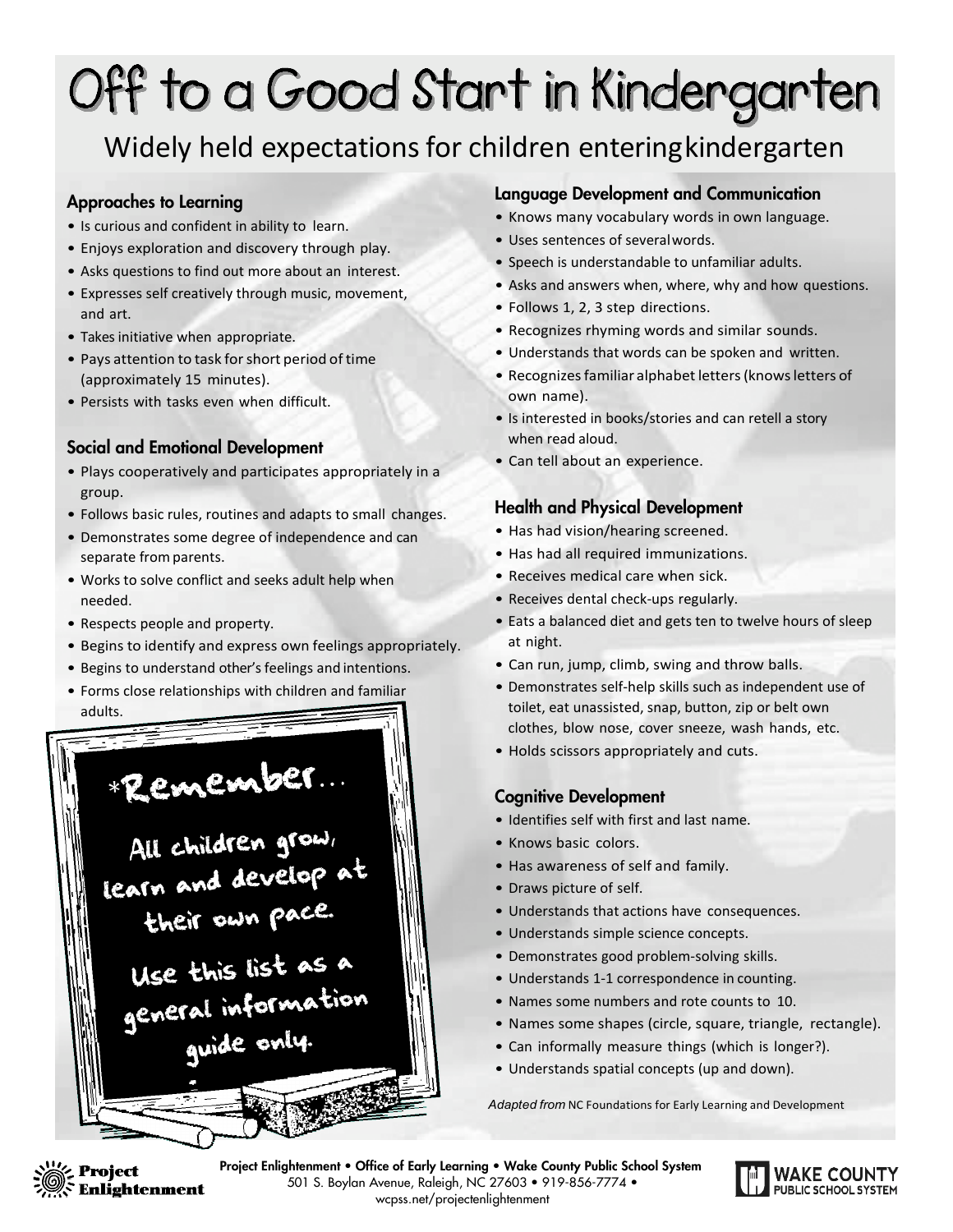# Off to a Good Start in Kindergarten

Widely held expectations for children entering kindergarten

### Approaches to Learning

- Is curious and confident in ability to learn.
- Enjoys exploration and discovery through play.
- Asks questions to find out more about an interest.
- Expresses self creatively through music, movement, and art.
- Takes initiative when appropriate.
- Pays attention to task for short period of time (approximately 15 minutes).
- Persists with tasks even when difficult.

### Social and Emotional Development

- Plays cooperatively and participates appropriately in a group.
- Follows basic rules, routines and adapts to small changes.
- Demonstrates some degree of independence and can separate from parents.
- Works to solve conflict and seeks adult help when needed.
- Respects people and property.
- Begins to identify and express own feelings appropriately.
- Begins to understand other's feelings and intentions.
- Forms close relationships with children and familiar adults.

*Remember...

All children grow, learn and develop at their own pace.

Use this list as a general information guide only.

### Language Development and Communication

- Knows many vocabulary words in own language.
- Uses sentences of several words.
- Speech is understandable to unfamiliar adults.
- Asks and answers when, where, why and how questions.
- Follows 1, 2, 3 step directions.
- Recognizes rhyming words and similar sounds.
- Understands that words can be spoken and written.
- Recognizes familiar alphabet letters (knows letters of own name).
- Is interested in books/stories and can retell a story when read aloud.
- Can tell about an experience.

### Health and Physical Development

- Has had vision/hearing screened.
- Has had all required immunizations.
- Receives medical care when sick.
- Receives dental check-ups regularly.
- Eats a balanced diet and gets ten to twelve hours of sleep at night.
- Can run, jump, climb, swing and throw balls.
- Demonstrates self-help skills such as independent use of toilet, eat unassisted, snap, button, zip or belt own clothes, blow nose, cover sneeze, wash hands, etc.
- Holds scissors appropriately and cuts.

### Cognitive Development

- Identifies self with first and last name.
- Knows basic colors.
- Has awareness of self and family.
- Draws picture of self.
- Understands that actions have consequences.
- Understands simple science concepts.
- Demonstrates good problem-solving skills.
- Understands 1-1 correspondence in counting.
- Names some numbers and rote counts to 10.
- Names some shapes (circle, square, triangle, rectangle).
- Can informally measure things (which is longer?).
- Understands spatial concepts (up and down).

*Adapted from* NC Foundations for Early Learning and Development

Project Enlightenment • Office of Early Learning • Wake County Public School System
501 S. Boylan Avenue, Raleigh, NC 27603 • 919-856-7774 •
wcpss.net/projectenlightenment